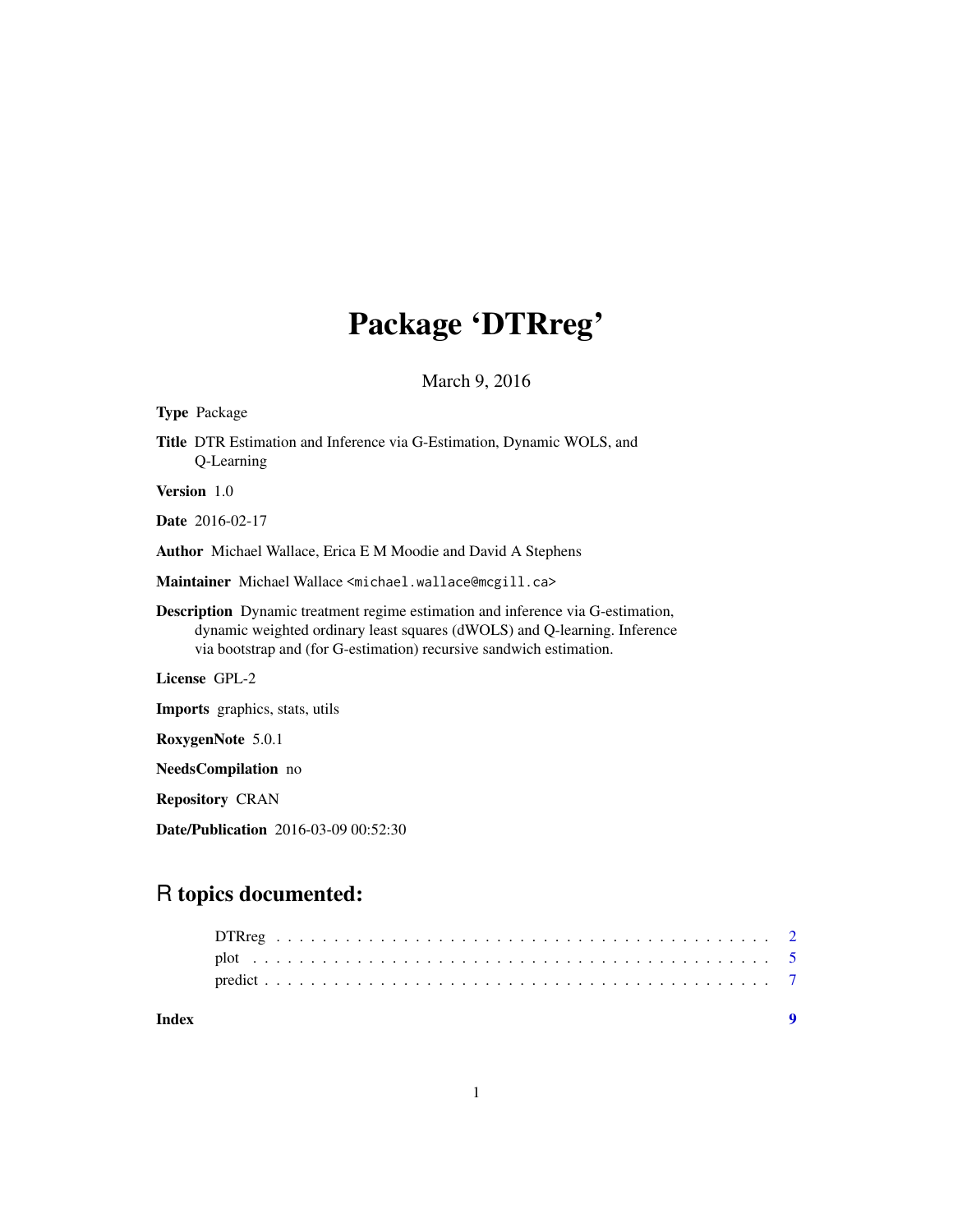# Package 'DTRreg'

March 9, 2016

**Type** Package

**Title** DTR Estimation and Inference via G-Estimation, Dynamic WOLS, and Q-Learning

**Version** 1.0

**Date** 2016-02-17

**Author** Michael Wallace, Erica E M Moodie and David A Stephens

**Maintainer** Michael Wallace <michael.wallace@mcgill.ca>

**Description** Dynamic treatment regime estimation and inference via G-estimation, dynamic weighted ordinary least squares (dWOLS) and Q-learning. Inference via bootstrap and (for G-estimation) recursive sandwich estimation.

**License** GPL-2

**Imports** graphics, stats, utils

**RoxygenNote** 5.0.1

**NeedsCompilation** no

**Repository** CRAN

**Date/Publication** 2016-03-09 00:52:30

## R topics documented:

DTRreg . . . . . . . . . . . . . . . . . . . . . . . . . . . . . . . . . . . . . . . . . 2
plot . . . . . . . . . . . . . . . . . . . . . . . . . . . . . . . . . . . . . . . . . . . 5
predict . . . . . . . . . . . . . . . . . . . . . . . . . . . . . . . . . . . . . . . . . 7

**Index** **9**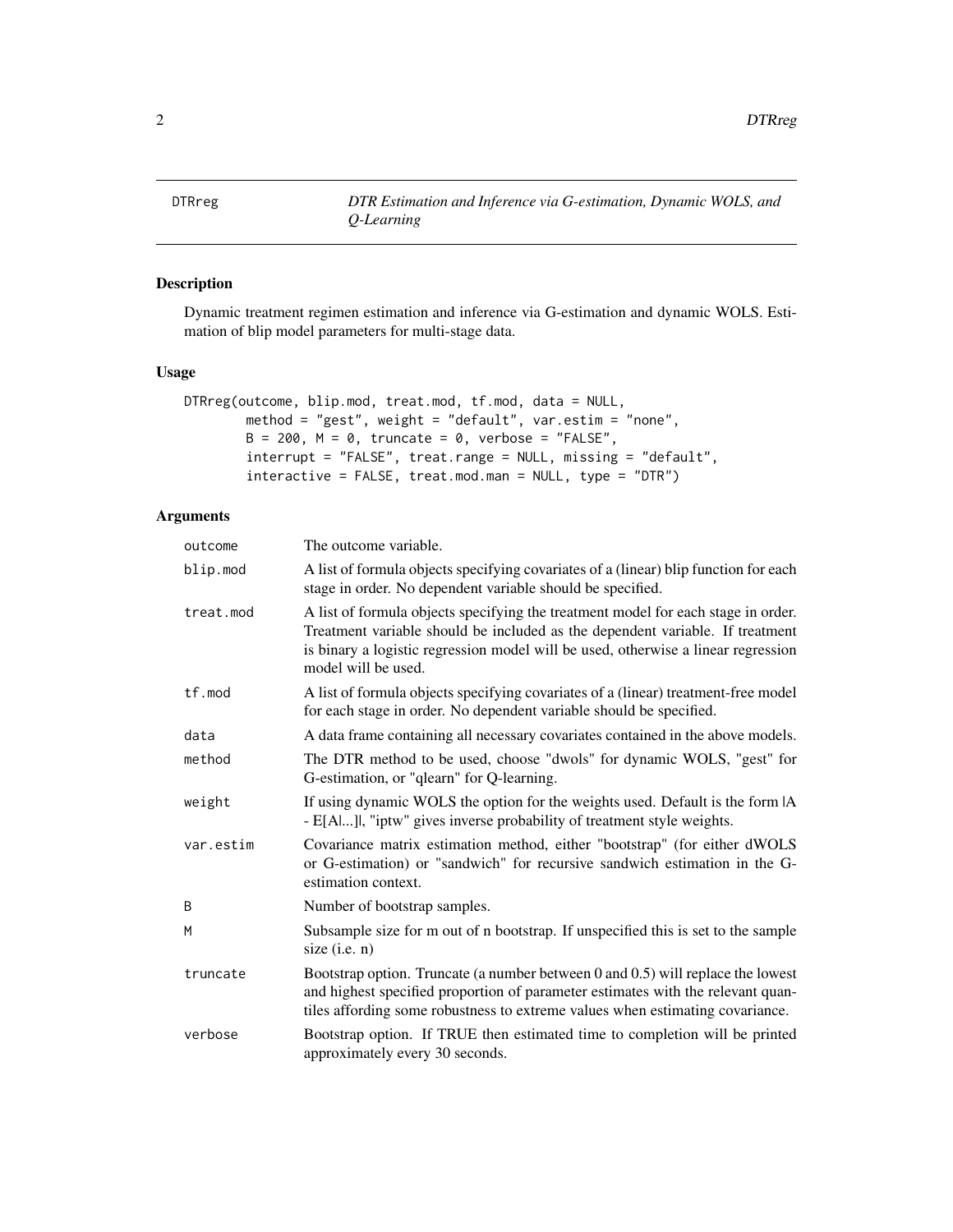DTRreg — *DTR Estimation and Inference via G-estimation, Dynamic WOLS, and Q-Learning*

## Description

Dynamic treatment regimen estimation and inference via G-estimation and dynamic WOLS. Estimation of blip model parameters for multi-stage data.

## Usage

```
DTRreg(outcome, blip.mod, treat.mod, tf.mod, data = NULL,
        method = "gest", weight = "default", var.estim = "none",
        B = 200, M = 0, truncate = 0, verbose = "FALSE",
        interrupt = "FALSE", treat.range = NULL, missing = "default",
        interactive = FALSE, treat.mod.man = NULL, type = "DTR")
```

## Arguments

| | |
|---|---|
| `outcome` | The outcome variable. |
| `blip.mod` | A list of formula objects specifying covariates of a (linear) blip function for each stage in order. No dependent variable should be specified. |
| `treat.mod` | A list of formula objects specifying the treatment model for each stage in order. Treatment variable should be included as the dependent variable. If treatment is binary a logistic regression model will be used, otherwise a linear regression model will be used. |
| `tf.mod` | A list of formula objects specifying covariates of a (linear) treatment-free model for each stage in order. No dependent variable should be specified. |
| `data` | A data frame containing all necessary covariates contained in the above models. |
| `method` | The DTR method to be used, choose "dwols" for dynamic WOLS, "gest" for G-estimation, or "qlearn" for Q-learning. |
| `weight` | If using dynamic WOLS the option for the weights used. Default is the form \|A - E[A\|...]\|, "iptw" gives inverse probability of treatment style weights. |
| `var.estim` | Covariance matrix estimation method, either "bootstrap" (for either dWOLS or G-estimation) or "sandwich" for recursive sandwich estimation in the G-estimation context. |
| `B` | Number of bootstrap samples. |
| `M` | Subsample size for m out of n bootstrap. If unspecified this is set to the sample size (i.e. n) |
| `truncate` | Bootstrap option. Truncate (a number between 0 and 0.5) will replace the lowest and highest specified proportion of parameter estimates with the relevant quantiles affording some robustness to extreme values when estimating covariance. |
| `verbose` | Bootstrap option. If TRUE then estimated time to completion will be printed approximately every 30 seconds. |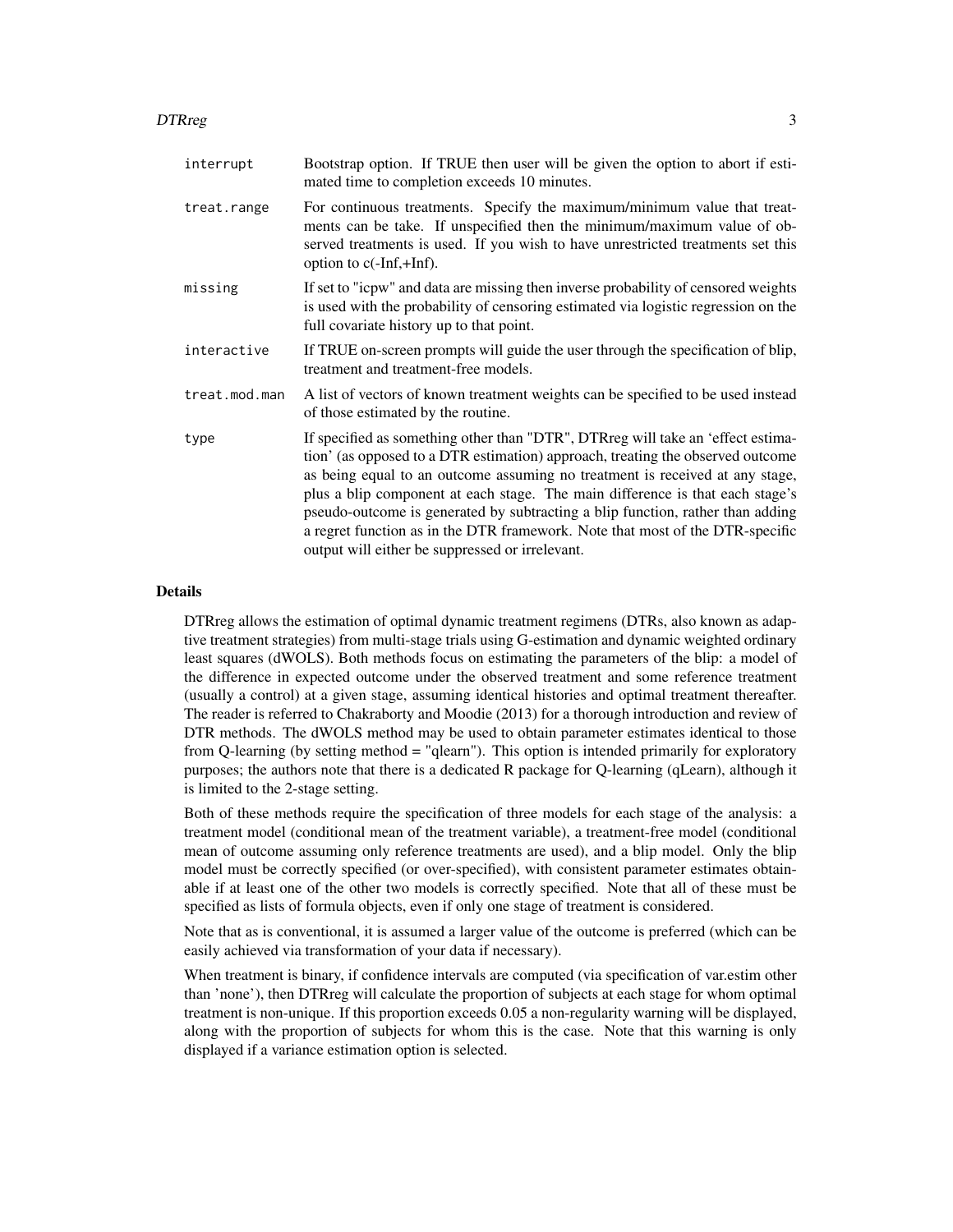| | |
|---|---|
| `interrupt` | Bootstrap option. If TRUE then user will be given the option to abort if estimated time to completion exceeds 10 minutes. |
| `treat.range` | For continuous treatments. Specify the maximum/minimum value that treatments can be take. If unspecified then the minimum/maximum value of observed treatments is used. If you wish to have unrestricted treatments set this option to c(-Inf,+Inf). |
| `missing` | If set to "icpw" and data are missing then inverse probability of censored weights is used with the probability of censoring estimated via logistic regression on the full covariate history up to that point. |
| `interactive` | If TRUE on-screen prompts will guide the user through the specification of blip, treatment and treatment-free models. |
| `treat.mod.man` | A list of vectors of known treatment weights can be specified to be used instead of those estimated by the routine. |
| `type` | If specified as something other than "DTR", DTRreg will take an 'effect estimation' (as opposed to a DTR estimation) approach, treating the observed outcome as being equal to an outcome assuming no treatment is received at any stage, plus a blip component at each stage. The main difference is that each stage's pseudo-outcome is generated by subtracting a blip function, rather than adding a regret function as in the DTR framework. Note that most of the DTR-specific output will either be suppressed or irrelevant. |

## Details

DTRreg allows the estimation of optimal dynamic treatment regimens (DTRs, also known as adaptive treatment strategies) from multi-stage trials using G-estimation and dynamic weighted ordinary least squares (dWOLS). Both methods focus on estimating the parameters of the blip: a model of the difference in expected outcome under the observed treatment and some reference treatment (usually a control) at a given stage, assuming identical histories and optimal treatment thereafter. The reader is referred to Chakraborty and Moodie (2013) for a thorough introduction and review of DTR methods. The dWOLS method may be used to obtain parameter estimates identical to those from Q-learning (by setting method = "qlearn"). This option is intended primarily for exploratory purposes; the authors note that there is a dedicated R package for Q-learning (qLearn), although it is limited to the 2-stage setting.

Both of these methods require the specification of three models for each stage of the analysis: a treatment model (conditional mean of the treatment variable), a treatment-free model (conditional mean of outcome assuming only reference treatments are used), and a blip model. Only the blip model must be correctly specified (or over-specified), with consistent parameter estimates obtainable if at least one of the other two models is correctly specified. Note that all of these must be specified as lists of formula objects, even if only one stage of treatment is considered.

Note that as is conventional, it is assumed a larger value of the outcome is preferred (which can be easily achieved via transformation of your data if necessary).

When treatment is binary, if confidence intervals are computed (via specification of var.estim other than 'none'), then DTRreg will calculate the proportion of subjects at each stage for whom optimal treatment is non-unique. If this proportion exceeds 0.05 a non-regularity warning will be displayed, along with the proportion of subjects for whom this is the case. Note that this warning is only displayed if a variance estimation option is selected.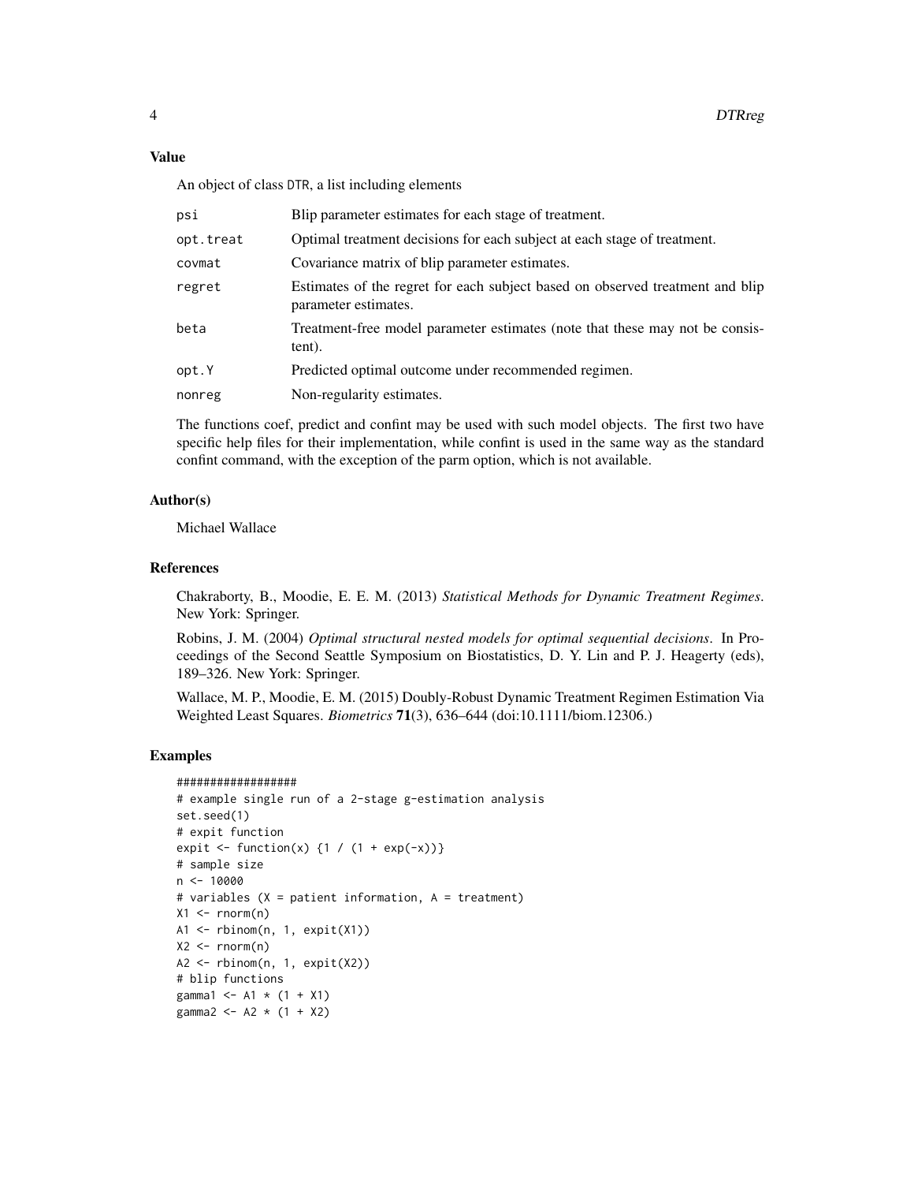## Value

An object of class DTR, a list including elements

| | |
|---|---|
| psi | Blip parameter estimates for each stage of treatment. |
| opt.treat | Optimal treatment decisions for each subject at each stage of treatment. |
| covmat | Covariance matrix of blip parameter estimates. |
| regret | Estimates of the regret for each subject based on observed treatment and blip parameter estimates. |
| beta | Treatment-free model parameter estimates (note that these may not be consistent). |
| opt.Y | Predicted optimal outcome under recommended regimen. |
| nonreg | Non-regularity estimates. |

The functions coef, predict and confint may be used with such model objects. The first two have specific help files for their implementation, while confint is used in the same way as the standard confint command, with the exception of the parm option, which is not available.

## Author(s)

Michael Wallace

## References

Chakraborty, B., Moodie, E. E. M. (2013) *Statistical Methods for Dynamic Treatment Regimes*. New York: Springer.

Robins, J. M. (2004) *Optimal structural nested models for optimal sequential decisions*. In Proceedings of the Second Seattle Symposium on Biostatistics, D. Y. Lin and P. J. Heagerty (eds), 189–326. New York: Springer.

Wallace, M. P., Moodie, E. M. (2015) Doubly-Robust Dynamic Treatment Regimen Estimation Via Weighted Least Squares. *Biometrics* **71**(3), 636–644 (doi:10.1111/biom.12306.)

## Examples

```
##################
# example single run of a 2-stage g-estimation analysis
set.seed(1)
# expit function
expit <- function(x) {1 / (1 + exp(-x))}
# sample size
n <- 10000
# variables (X = patient information, A = treatment)
X1 <- rnorm(n)
A1 <- rbinom(n, 1, expit(X1))
X2 <- rnorm(n)
A2 <- rbinom(n, 1, expit(X2))
# blip functions
gamma1 <- A1 * (1 + X1)
gamma2 <- A2 * (1 + X2)
```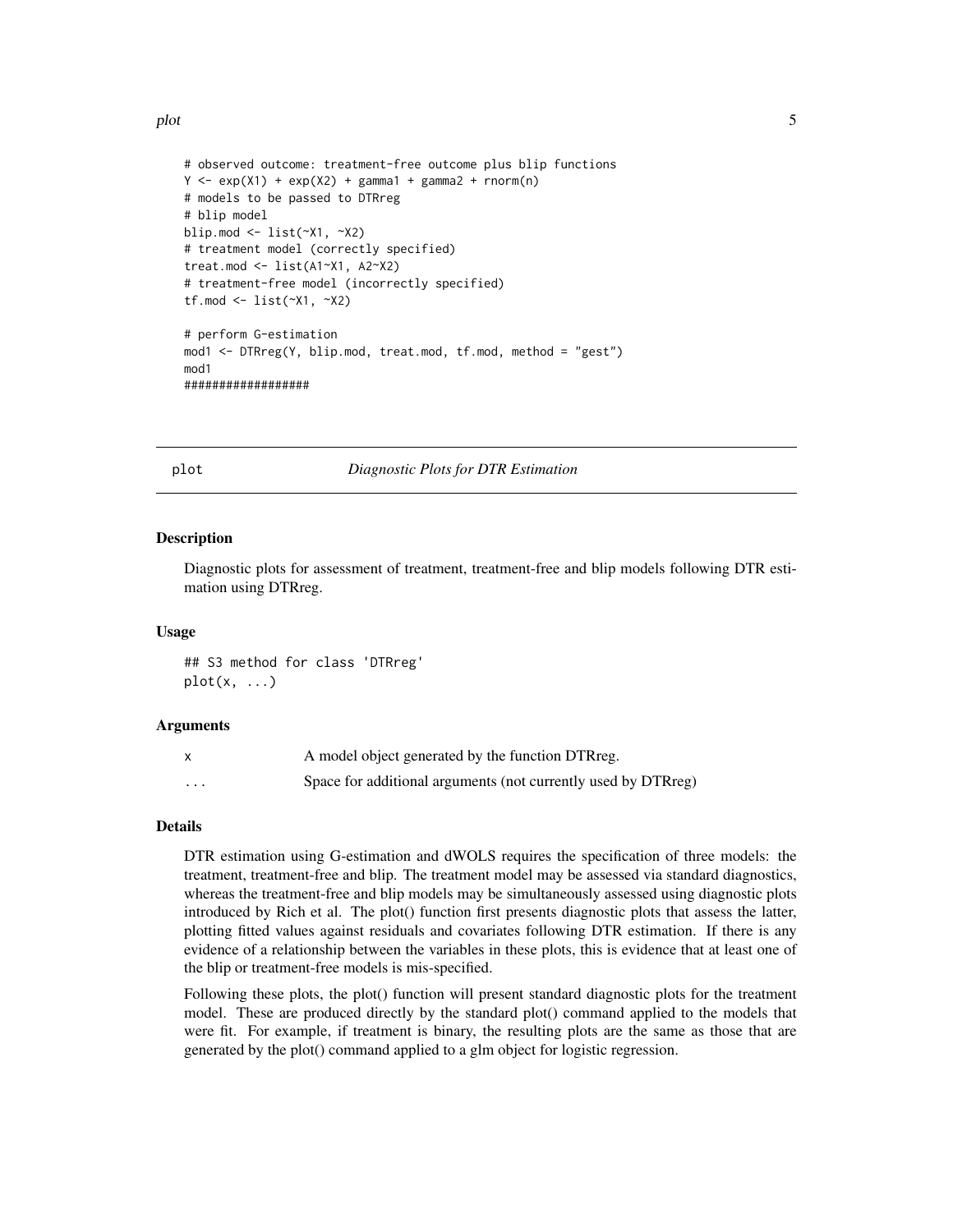```
# observed outcome: treatment-free outcome plus blip functions
Y <- exp(X1) + exp(X2) + gamma1 + gamma2 + rnorm(n)
# models to be passed to DTRreg
# blip model
blip.mod <- list(~X1, ~X2)
# treatment model (correctly specified)
treat.mod <- list(A1~X1, A2~X2)
# treatment-free model (incorrectly specified)
tf.mod <- list(~X1, ~X2)

# perform G-estimation
mod1 <- DTRreg(Y, blip.mod, treat.mod, tf.mod, method = "gest")
mod1
##################
```

## plot — *Diagnostic Plots for DTR Estimation*

### Description

Diagnostic plots for assessment of treatment, treatment-free and blip models following DTR estimation using DTRreg.

### Usage

```
## S3 method for class 'DTRreg'
plot(x, ...)
```

### Arguments

| | |
|---|---|
| x | A model object generated by the function DTRreg. |
| ... | Space for additional arguments (not currently used by DTRreg) |

### Details

DTR estimation using G-estimation and dWOLS requires the specification of three models: the treatment, treatment-free and blip. The treatment model may be assessed via standard diagnostics, whereas the treatment-free and blip models may be simultaneously assessed using diagnostic plots introduced by Rich et al. The plot() function first presents diagnostic plots that assess the latter, plotting fitted values against residuals and covariates following DTR estimation. If there is any evidence of a relationship between the variables in these plots, this is evidence that at least one of the blip or treatment-free models is mis-specified.

Following these plots, the plot() function will present standard diagnostic plots for the treatment model. These are produced directly by the standard plot() command applied to the models that were fit. For example, if treatment is binary, the resulting plots are the same as those that are generated by the plot() command applied to a glm object for logistic regression.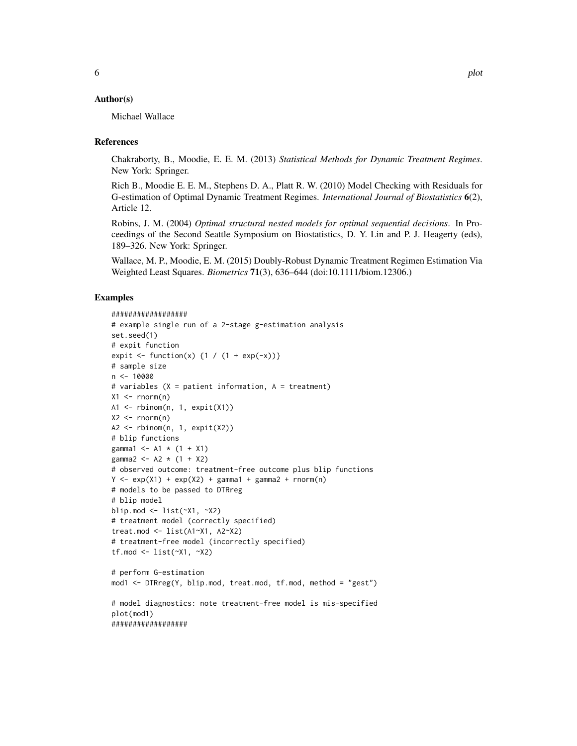## Author(s)

Michael Wallace

## References

Chakraborty, B., Moodie, E. E. M. (2013) *Statistical Methods for Dynamic Treatment Regimes*. New York: Springer.

Rich B., Moodie E. E. M., Stephens D. A., Platt R. W. (2010) Model Checking with Residuals for G-estimation of Optimal Dynamic Treatment Regimes. *International Journal of Biostatistics* **6**(2), Article 12.

Robins, J. M. (2004) *Optimal structural nested models for optimal sequential decisions*. In Proceedings of the Second Seattle Symposium on Biostatistics, D. Y. Lin and P. J. Heagerty (eds), 189–326. New York: Springer.

Wallace, M. P., Moodie, E. M. (2015) Doubly-Robust Dynamic Treatment Regimen Estimation Via Weighted Least Squares. *Biometrics* **71**(3), 636–644 (doi:10.1111/biom.12306.)

## Examples

```
##################
# example single run of a 2-stage g-estimation analysis
set.seed(1)
# expit function
expit <- function(x) {1 / (1 + exp(-x))}
# sample size
n <- 10000
# variables (X = patient information, A = treatment)
X1 <- rnorm(n)
A1 <- rbinom(n, 1, expit(X1))
X2 <- rnorm(n)
A2 <- rbinom(n, 1, expit(X2))
# blip functions
gamma1 <- A1 * (1 + X1)
gamma2 <- A2 * (1 + X2)
# observed outcome: treatment-free outcome plus blip functions
Y <- exp(X1) + exp(X2) + gamma1 + gamma2 + rnorm(n)
# models to be passed to DTRreg
# blip model
blip.mod <- list(~X1, ~X2)
# treatment model (correctly specified)
treat.mod <- list(A1~X1, A2~X2)
# treatment-free model (incorrectly specified)
tf.mod <- list(~X1, ~X2)

# perform G-estimation
mod1 <- DTRreg(Y, blip.mod, treat.mod, tf.mod, method = "gest")

# model diagnostics: note treatment-free model is mis-specified
plot(mod1)
##################
```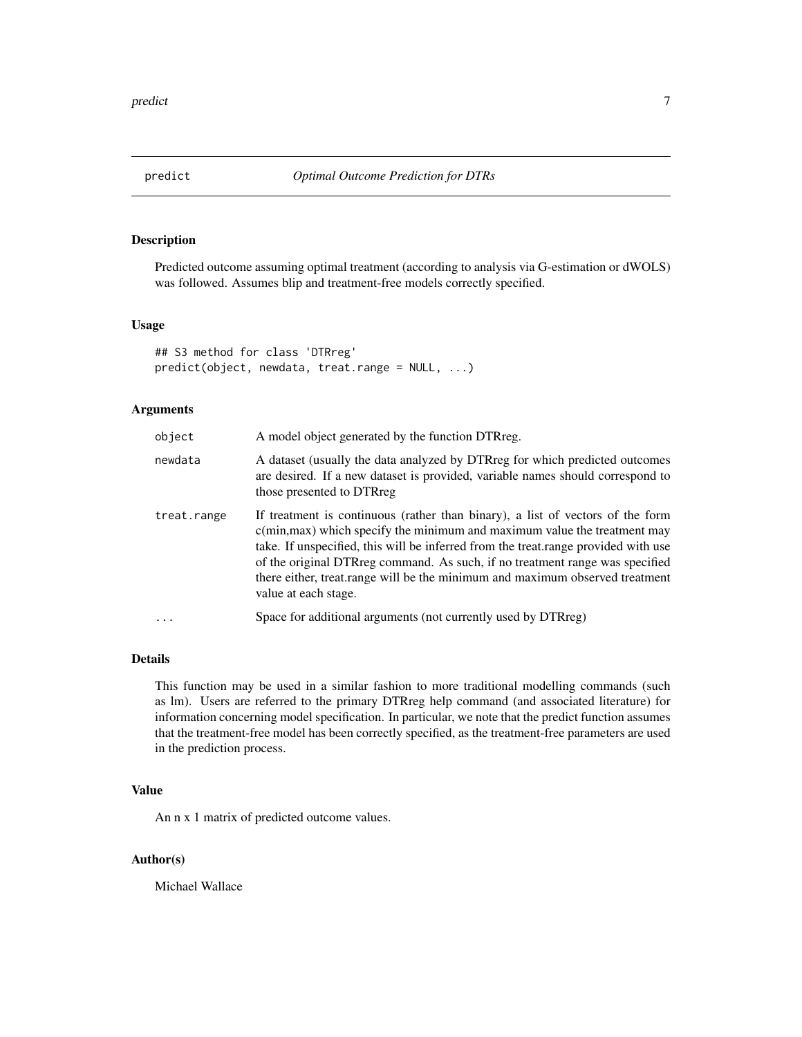# predict — *Optimal Outcome Prediction for DTRs*

## Description

Predicted outcome assuming optimal treatment (according to analysis via G-estimation or dWOLS) was followed. Assumes blip and treatment-free models correctly specified.

## Usage

```
## S3 method for class 'DTRreg'
predict(object, newdata, treat.range = NULL, ...)
```

## Arguments

| Argument | Description |
|---|---|
| `object` | A model object generated by the function DTRreg. |
| `newdata` | A dataset (usually the data analyzed by DTRreg for which predicted outcomes are desired. If a new dataset is provided, variable names should correspond to those presented to DTRreg |
| `treat.range` | If treatment is continuous (rather than binary), a list of vectors of the form c(min,max) which specify the minimum and maximum value the treatment may take. If unspecified, this will be inferred from the treat.range provided with use of the original DTRreg command. As such, if no treatment range was specified there either, treat.range will be the minimum and maximum observed treatment value at each stage. |
| `...` | Space for additional arguments (not currently used by DTRreg) |

## Details

This function may be used in a similar fashion to more traditional modelling commands (such as lm). Users are referred to the primary DTRreg help command (and associated literature) for information concerning model specification. In particular, we note that the predict function assumes that the treatment-free model has been correctly specified, as the treatment-free parameters are used in the prediction process.

## Value

An n x 1 matrix of predicted outcome values.

## Author(s)

Michael Wallace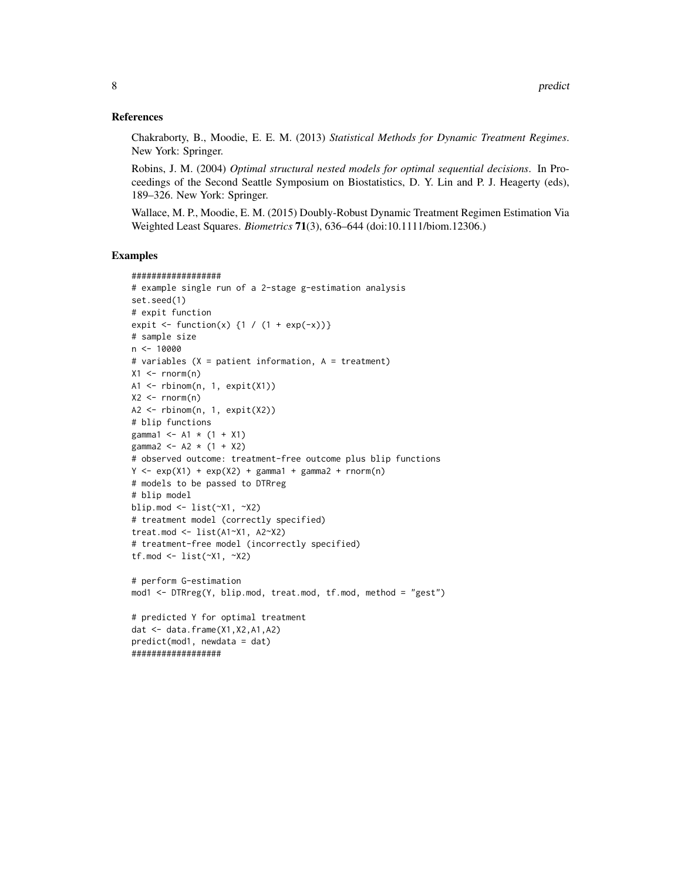### References

Chakraborty, B., Moodie, E. E. M. (2013) *Statistical Methods for Dynamic Treatment Regimes*. New York: Springer.

Robins, J. M. (2004) *Optimal structural nested models for optimal sequential decisions*. In Proceedings of the Second Seattle Symposium on Biostatistics, D. Y. Lin and P. J. Heagerty (eds), 189–326. New York: Springer.

Wallace, M. P., Moodie, E. M. (2015) Doubly-Robust Dynamic Treatment Regimen Estimation Via Weighted Least Squares. *Biometrics* **71**(3), 636–644 (doi:10.1111/biom.12306.)

### Examples

```
##################
# example single run of a 2-stage g-estimation analysis
set.seed(1)
# expit function
expit <- function(x) {1 / (1 + exp(-x))}
# sample size
n <- 10000
# variables (X = patient information, A = treatment)
X1 <- rnorm(n)
A1 <- rbinom(n, 1, expit(X1))
X2 <- rnorm(n)
A2 <- rbinom(n, 1, expit(X2))
# blip functions
gamma1 <- A1 * (1 + X1)
gamma2 <- A2 * (1 + X2)
# observed outcome: treatment-free outcome plus blip functions
Y <- exp(X1) + exp(X2) + gamma1 + gamma2 + rnorm(n)
# models to be passed to DTRreg
# blip model
blip.mod <- list(~X1, ~X2)
# treatment model (correctly specified)
treat.mod <- list(A1~X1, A2~X2)
# treatment-free model (incorrectly specified)
tf.mod <- list(~X1, ~X2)

# perform G-estimation
mod1 <- DTRreg(Y, blip.mod, treat.mod, tf.mod, method = "gest")

# predicted Y for optimal treatment
dat <- data.frame(X1,X2,A1,A2)
predict(mod1, newdata = dat)
##################
```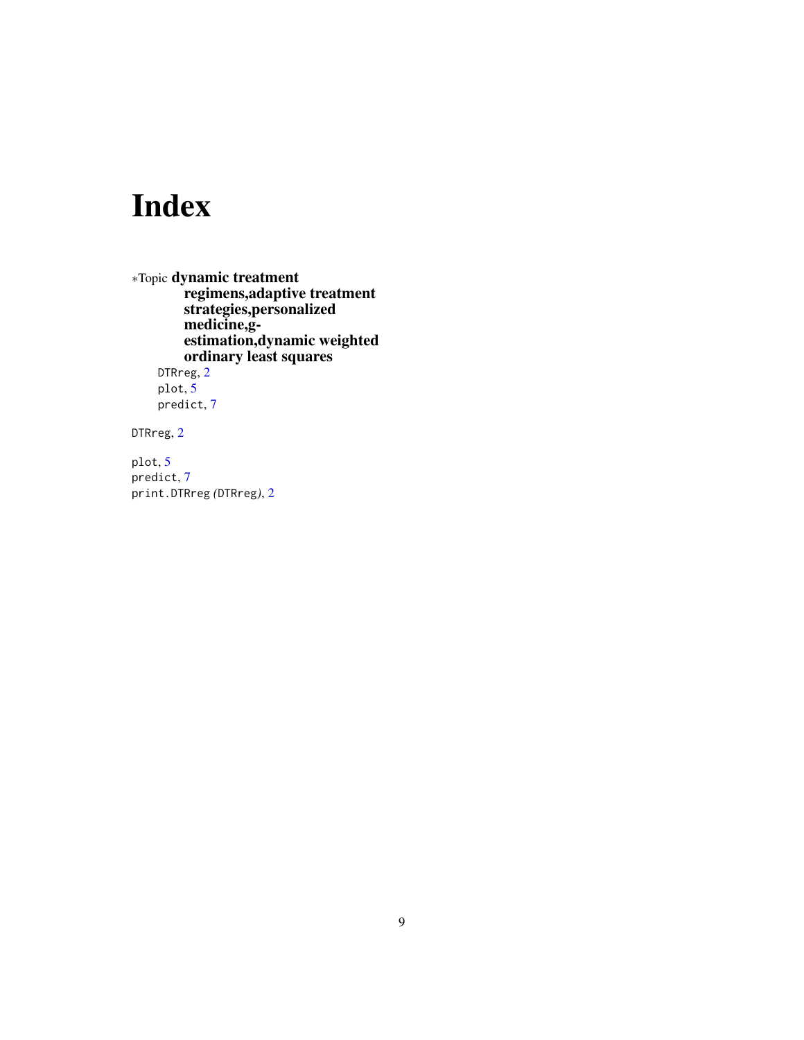# Index

*Topic **dynamic treatment regimens,adaptive treatment strategies,personalized medicine,g-estimation,dynamic weighted ordinary least squares**
- DTRreg, 2
- plot, 5
- predict, 7

DTRreg, 2

plot, 5
predict, 7
print.DTRreg (DTRreg), 2